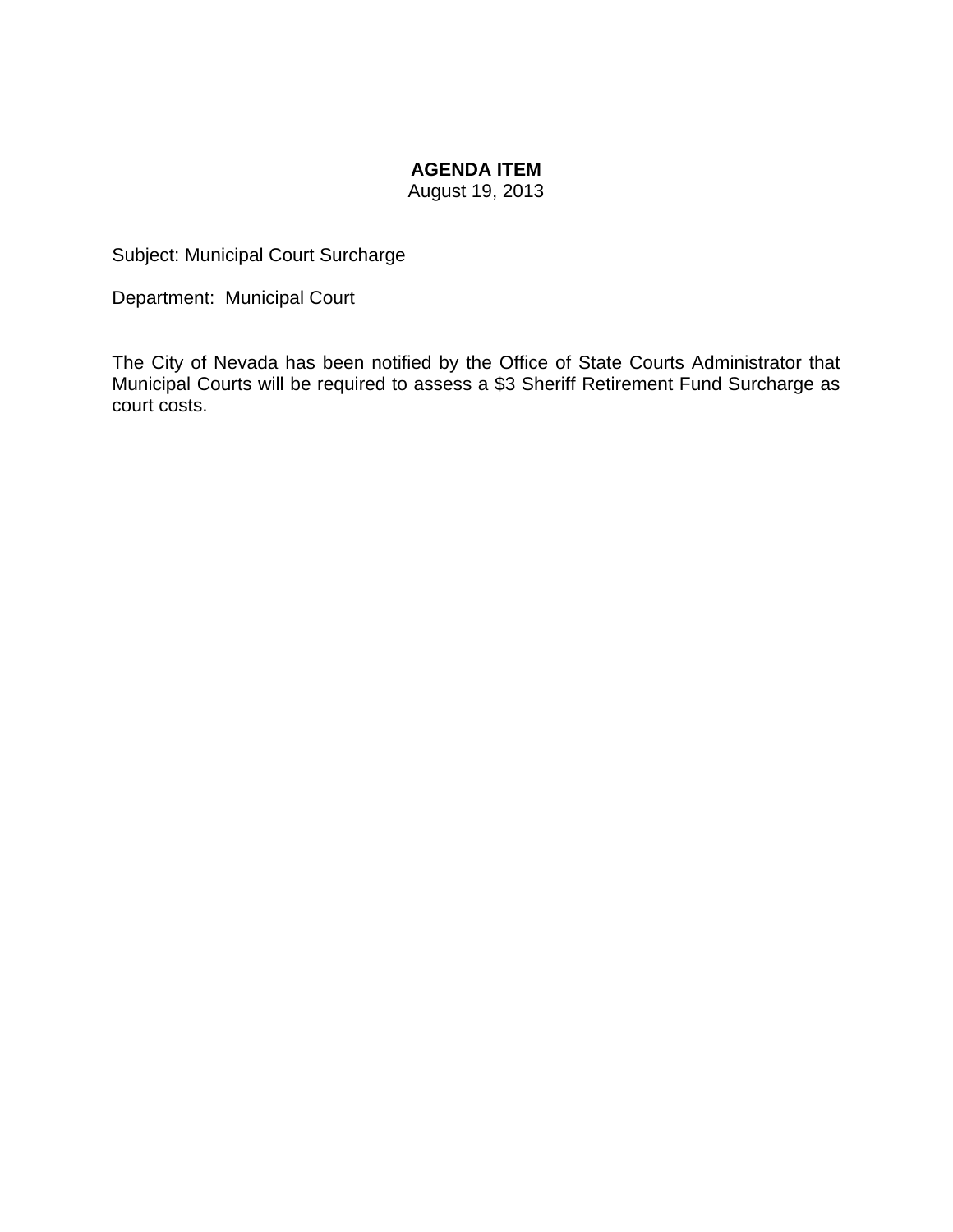**AGENDA ITEM**

August 19, 2013

Subject: Municipal Court Surcharge

Department: Municipal Court

The City of Nevada has been notified by the Office of State Courts Administrator that Municipal Courts will be required to assess a $3 Sheriff Retirement Fund Surcharge as court costs.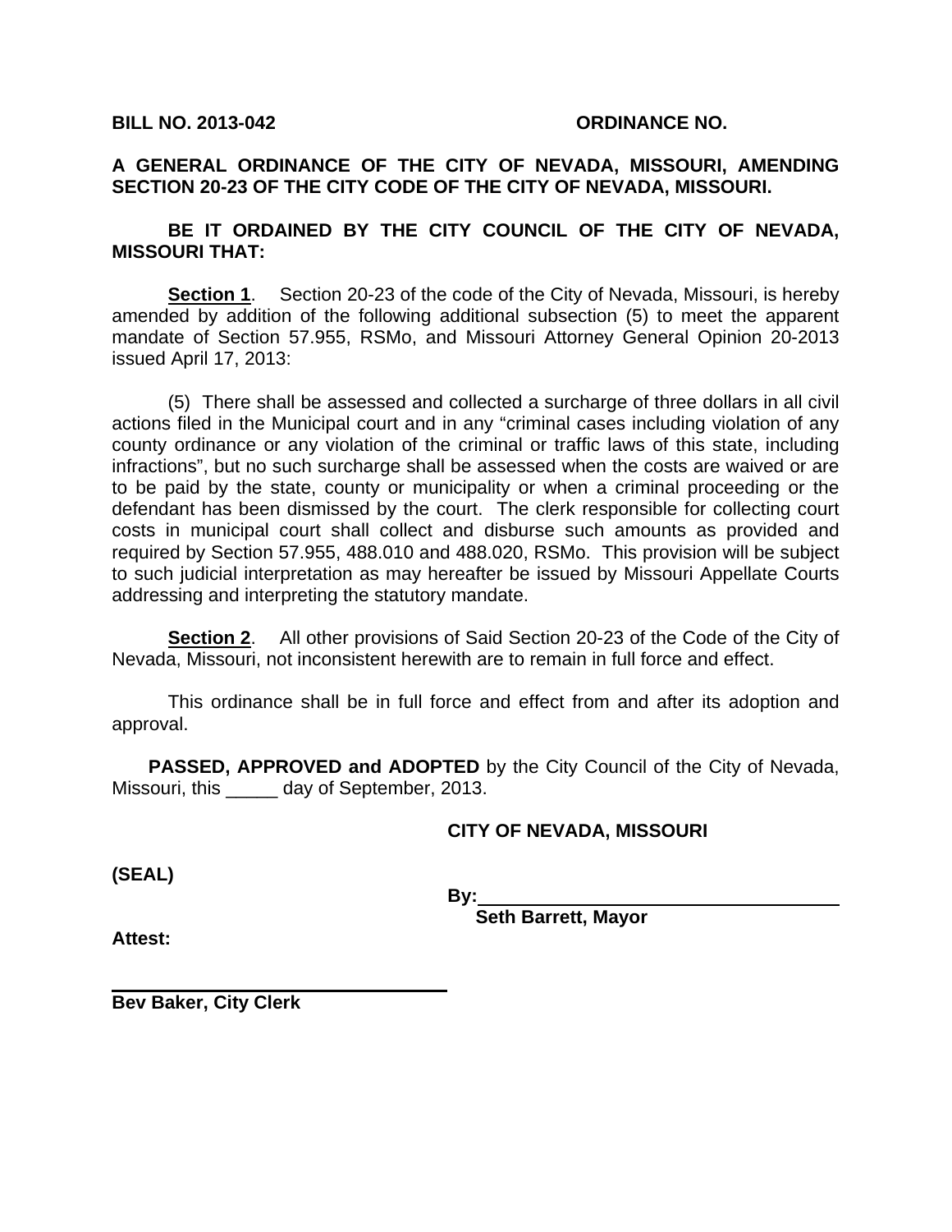**BILL NO. 2013-042** **ORDINANCE NO.**

**A GENERAL ORDINANCE OF THE CITY OF NEVADA, MISSOURI, AMENDING SECTION 20-23 OF THE CITY CODE OF THE CITY OF NEVADA, MISSOURI.**

**BE IT ORDAINED BY THE CITY COUNCIL OF THE CITY OF NEVADA, MISSOURI THAT:**

**Section 1**. Section 20-23 of the code of the City of Nevada, Missouri, is hereby amended by addition of the following additional subsection (5) to meet the apparent mandate of Section 57.955, RSMo, and Missouri Attorney General Opinion 20-2013 issued April 17, 2013:

(5) There shall be assessed and collected a surcharge of three dollars in all civil actions filed in the Municipal court and in any "criminal cases including violation of any county ordinance or any violation of the criminal or traffic laws of this state, including infractions", but no such surcharge shall be assessed when the costs are waived or are to be paid by the state, county or municipality or when a criminal proceeding or the defendant has been dismissed by the court. The clerk responsible for collecting court costs in municipal court shall collect and disburse such amounts as provided and required by Section 57.955, 488.010 and 488.020, RSMo. This provision will be subject to such judicial interpretation as may hereafter be issued by Missouri Appellate Courts addressing and interpreting the statutory mandate.

**Section 2**. All other provisions of Said Section 20-23 of the Code of the City of Nevada, Missouri, not inconsistent herewith are to remain in full force and effect.

This ordinance shall be in full force and effect from and after its adoption and approval.

**PASSED, APPROVED and ADOPTED** by the City Council of the City of Nevada, Missouri, this _____ day of September, 2013.

**CITY OF NEVADA, MISSOURI**

**(SEAL)**

**By:**___________________________________
**Seth Barrett, Mayor**

**Attest:**

___________________________________
**Bev Baker, City Clerk**